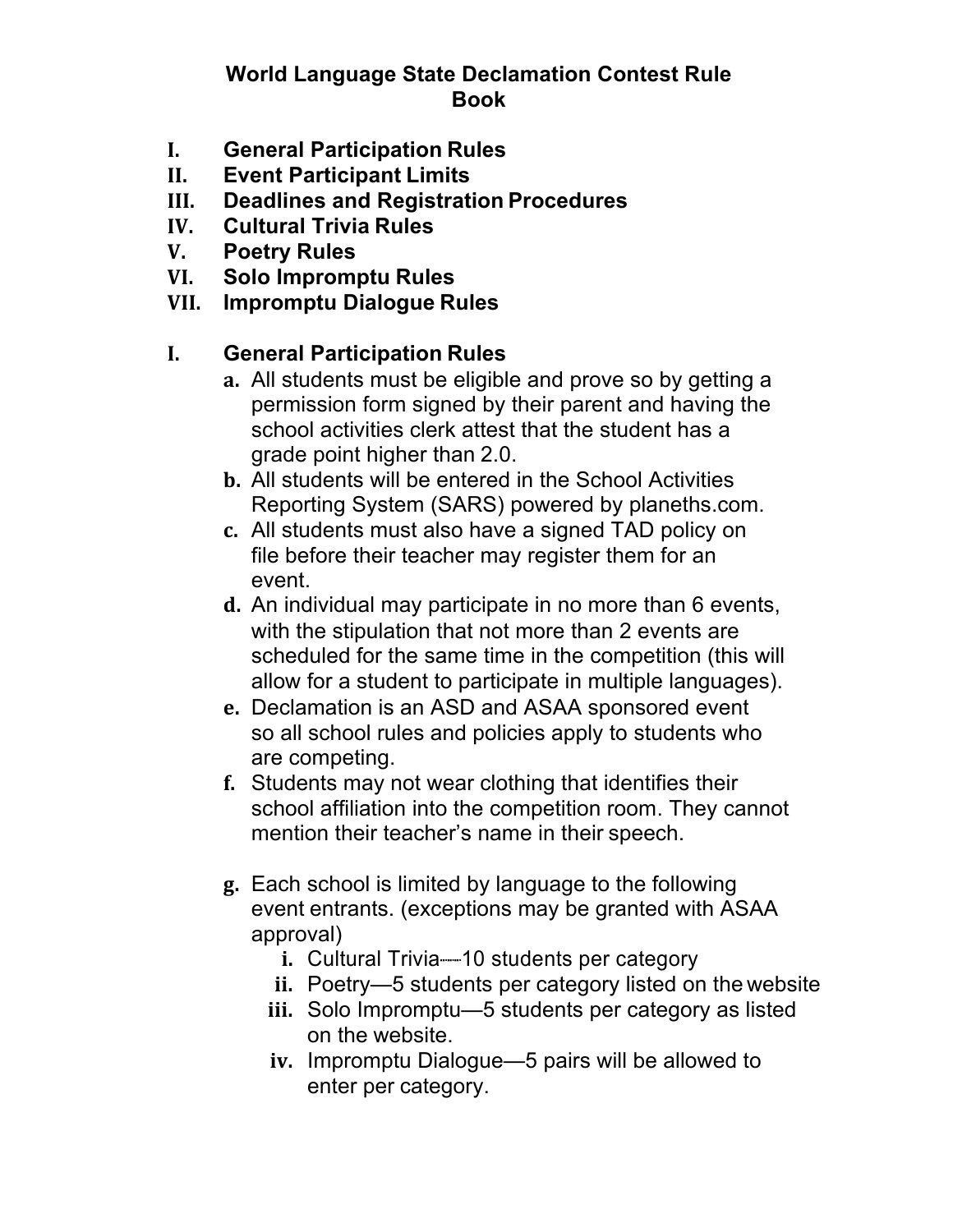# World Language State Declamation Contest Rule Book

I. **General Participation Rules**
II. **Event Participant Limits**
III. **Deadlines and Registration Procedures**
IV. **Cultural Trivia Rules**
V. **Poetry Rules**
VI. **Solo Impromptu Rules**
VII. **Impromptu Dialogue Rules**

## I. General Participation Rules

a. All students must be eligible and prove so by getting a permission form signed by their parent and having the school activities clerk attest that the student has a grade point higher than 2.0.
b. All students will be entered in the School Activities Reporting System (SARS) powered by planeths.com.
c. All students must also have a signed TAD policy on file before their teacher may register them for an event.
d. An individual may participate in no more than 6 events, with the stipulation that not more than 2 events are scheduled for the same time in the competition (this will allow for a student to participate in multiple languages).
e. Declamation is an ASD and ASAA sponsored event so all school rules and policies apply to students who are competing.
f. Students may not wear clothing that identifies their school affiliation into the competition room. They cannot mention their teacher's name in their speech.

g. Each school is limited by language to the following event entrants. (exceptions may be granted with ASAA approval)
   i. Cultural Trivia—10 students per category
   ii. Poetry—5 students per category listed on the website
   iii. Solo Impromptu—5 students per category as listed on the website.
   iv. Impromptu Dialogue—5 pairs will be allowed to enter per category.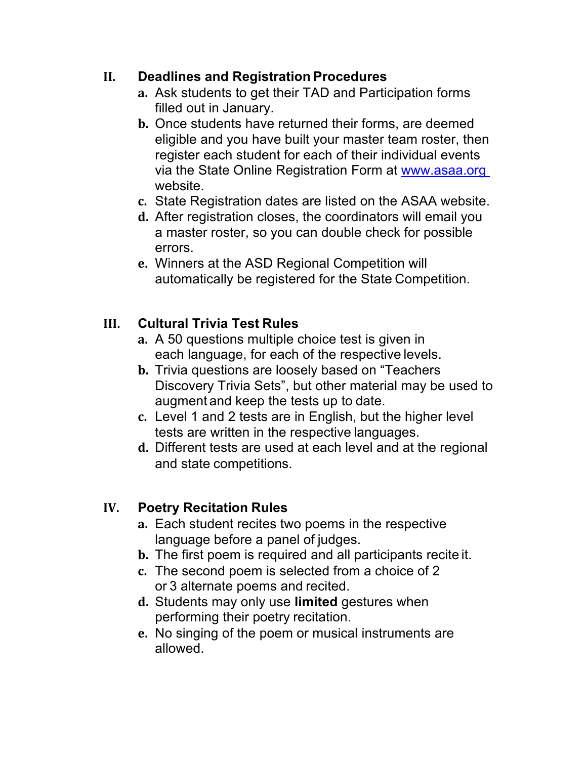## II. Deadlines and Registration Procedures

a. Ask students to get their TAD and Participation forms filled out in January.

b. Once students have returned their forms, are deemed eligible and you have built your master team roster, then register each student for each of their individual events via the State Online Registration Form at [www.asaa.org](http://www.asaa.org) website.

c. State Registration dates are listed on the ASAA website.

d. After registration closes, the coordinators will email you a master roster, so you can double check for possible errors.

e. Winners at the ASD Regional Competition will automatically be registered for the State Competition.

## III. Cultural Trivia Test Rules

a. A 50 questions multiple choice test is given in each language, for each of the respective levels.

b. Trivia questions are loosely based on "Teachers Discovery Trivia Sets", but other material may be used to augment and keep the tests up to date.

c. Level 1 and 2 tests are in English, but the higher level tests are written in the respective languages.

d. Different tests are used at each level and at the regional and state competitions.

## IV. Poetry Recitation Rules

a. Each student recites two poems in the respective language before a panel of judges.

b. The first poem is required and all participants recite it.

c. The second poem is selected from a choice of 2 or 3 alternate poems and recited.

d. Students may only use **limited** gestures when performing their poetry recitation.

e. No singing of the poem or musical instruments are allowed.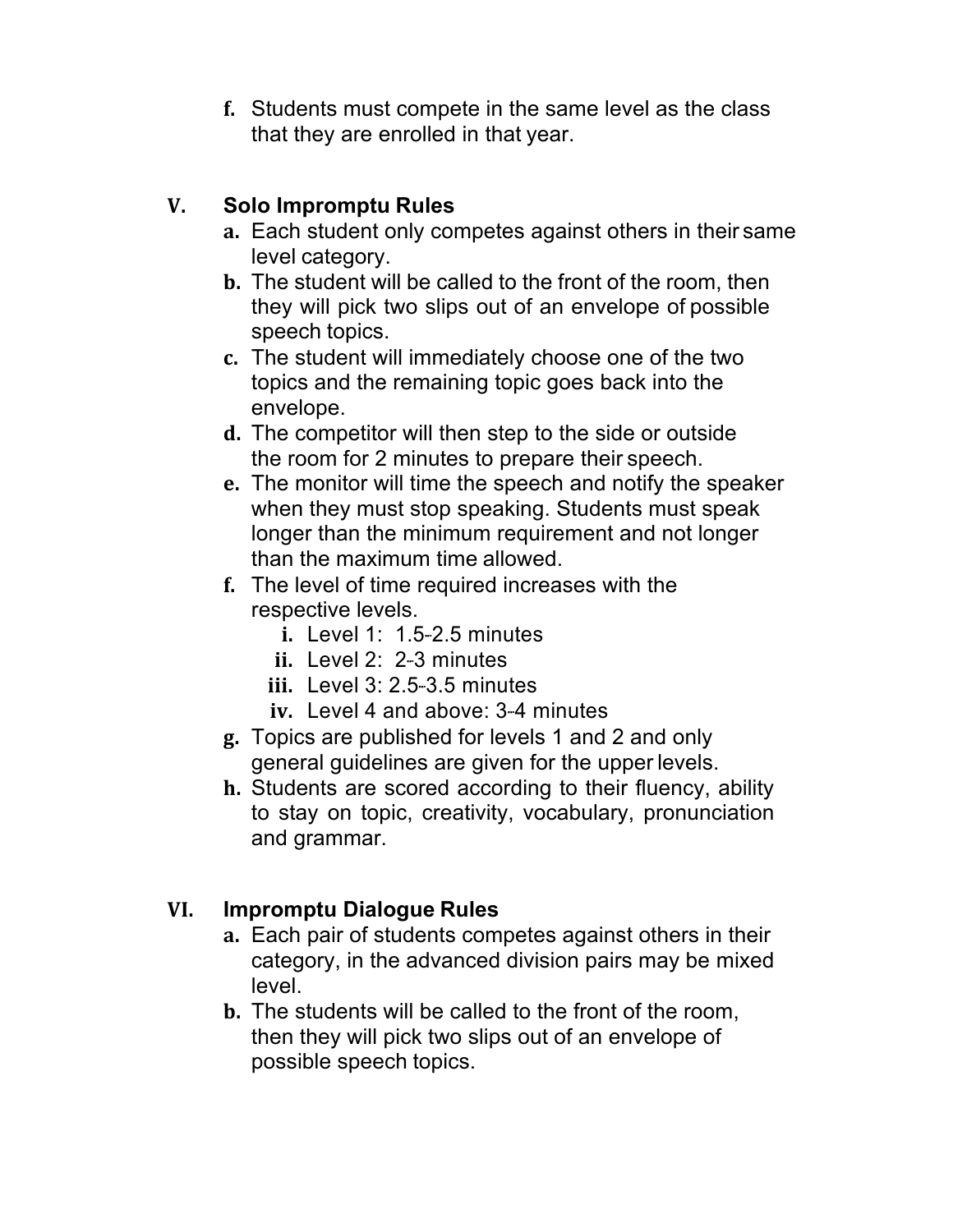f. Students must compete in the same level as the class that they are enrolled in that year.

## V. Solo Impromptu Rules

a. Each student only competes against others in their same level category.

b. The student will be called to the front of the room, then they will pick two slips out of an envelope of possible speech topics.

c. The student will immediately choose one of the two topics and the remaining topic goes back into the envelope.

d. The competitor will then step to the side or outside the room for 2 minutes to prepare their speech.

e. The monitor will time the speech and notify the speaker when they must stop speaking. Students must speak longer than the minimum requirement and not longer than the maximum time allowed.

f. The level of time required increases with the respective levels.

   i. Level 1: 1.5-2.5 minutes

   ii. Level 2: 2-3 minutes

   iii. Level 3: 2.5-3.5 minutes

   iv. Level 4 and above: 3-4 minutes

g. Topics are published for levels 1 and 2 and only general guidelines are given for the upper levels.

h. Students are scored according to their fluency, ability to stay on topic, creativity, vocabulary, pronunciation and grammar.

## VI. Impromptu Dialogue Rules

a. Each pair of students competes against others in their category, in the advanced division pairs may be mixed level.

b. The students will be called to the front of the room, then they will pick two slips out of an envelope of possible speech topics.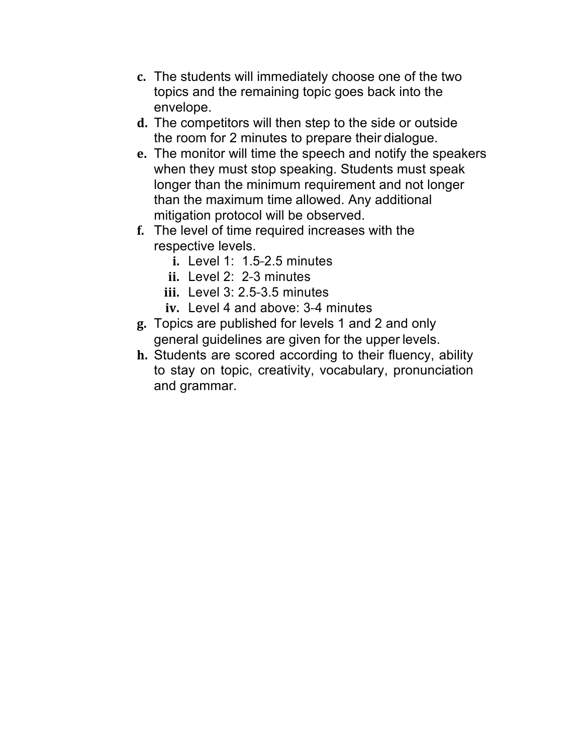c. The students will immediately choose one of the two topics and the remaining topic goes back into the envelope.
d. The competitors will then step to the side or outside the room for 2 minutes to prepare their dialogue.
e. The monitor will time the speech and notify the speakers when they must stop speaking. Students must speak longer than the minimum requirement and not longer than the maximum time allowed. Any additional mitigation protocol will be observed.
f. The level of time required increases with the respective levels.
    i. Level 1: 1.5-2.5 minutes
    ii. Level 2: 2-3 minutes
    iii. Level 3: 2.5-3.5 minutes
    iv. Level 4 and above: 3-4 minutes
g. Topics are published for levels 1 and 2 and only general guidelines are given for the upper levels.
h. Students are scored according to their fluency, ability to stay on topic, creativity, vocabulary, pronunciation and grammar.